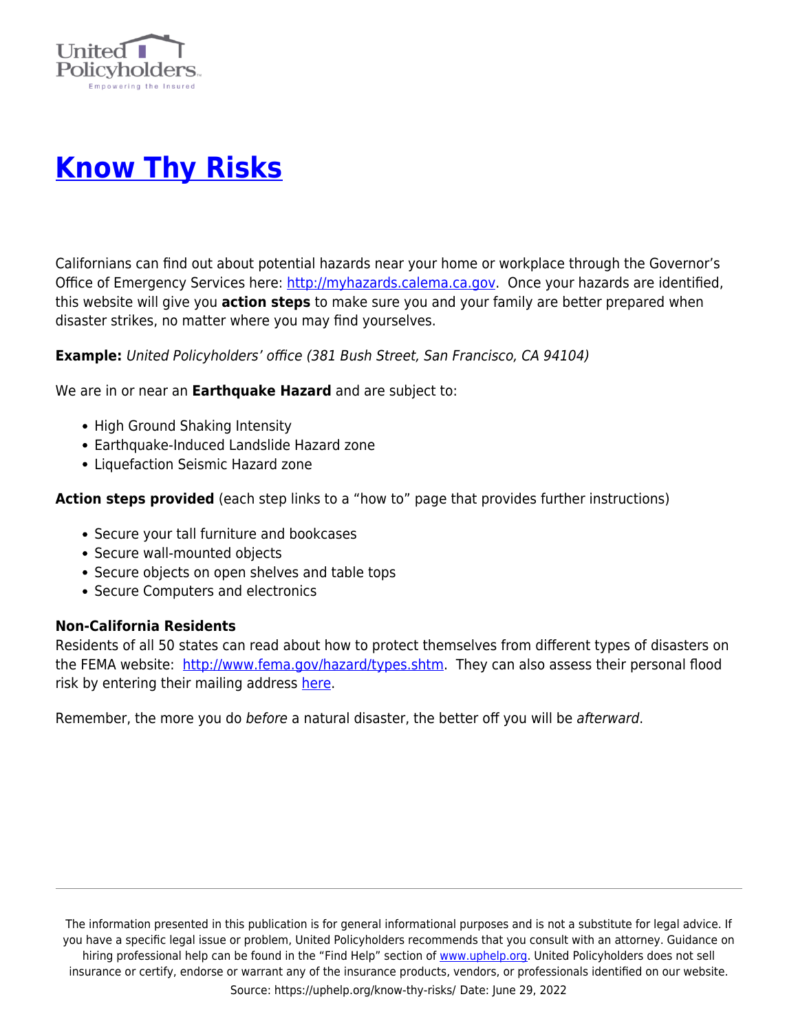# Know Thy Risks

Californians can find out about potential hazards near your home or workplace through the Governor's Office of Emergency Services here: http://myhazards.calema.ca.gov. Once your hazards are identified, this website will give you **action steps** to make sure you and your family are better prepared when disaster strikes, no matter where you may find yourselves.

**Example:** *United Policyholders' office (381 Bush Street, San Francisco, CA 94104)*

We are in or near an **Earthquake Hazard** and are subject to:

- High Ground Shaking Intensity
- Earthquake-Induced Landslide Hazard zone
- Liquefaction Seismic Hazard zone

**Action steps provided** (each step links to a "how to" page that provides further instructions)

- Secure your tall furniture and bookcases
- Secure wall-mounted objects
- Secure objects on open shelves and table tops
- Secure Computers and electronics

**Non-California Residents**

Residents of all 50 states can read about how to protect themselves from different types of disasters on the FEMA website: http://www.fema.gov/hazard/types.shtm. They can also assess their personal flood risk by entering their mailing address here.

Remember, the more you do *before* a natural disaster, the better off you will be *afterward*.

---

The information presented in this publication is for general informational purposes and is not a substitute for legal advice. If you have a specific legal issue or problem, United Policyholders recommends that you consult with an attorney. Guidance on hiring professional help can be found in the "Find Help" section of www.uphelp.org. United Policyholders does not sell insurance or certify, endorse or warrant any of the insurance products, vendors, or professionals identified on our website.

Source: https://uphelp.org/know-thy-risks/ Date: June 29, 2022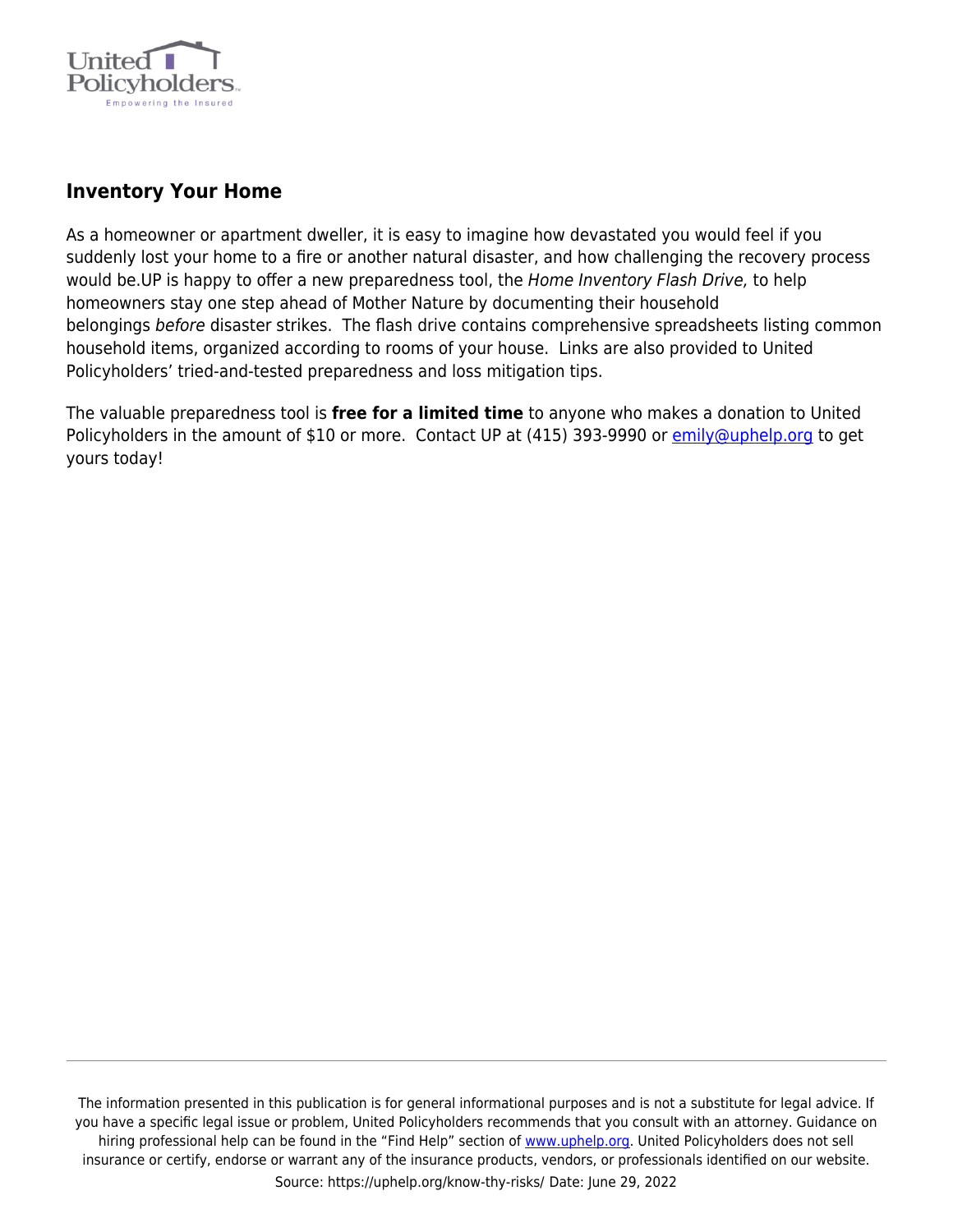## Inventory Your Home

As a homeowner or apartment dweller, it is easy to imagine how devastated you would feel if you suddenly lost your home to a fire or another natural disaster, and how challenging the recovery process would be.UP is happy to offer a new preparedness tool, the *Home Inventory Flash Drive*, to help homeowners stay one step ahead of Mother Nature by documenting their household belongings *before* disaster strikes. The flash drive contains comprehensive spreadsheets listing common household items, organized according to rooms of your house. Links are also provided to United Policyholders' tried-and-tested preparedness and loss mitigation tips.

The valuable preparedness tool is **free for a limited time** to anyone who makes a donation to United Policyholders in the amount of $10 or more. Contact UP at (415) 393-9990 or emily@uphelp.org to get yours today!

The information presented in this publication is for general informational purposes and is not a substitute for legal advice. If you have a specific legal issue or problem, United Policyholders recommends that you consult with an attorney. Guidance on hiring professional help can be found in the "Find Help" section of www.uphelp.org. United Policyholders does not sell insurance or certify, endorse or warrant any of the insurance products, vendors, or professionals identified on our website.

Source: https://uphelp.org/know-thy-risks/ Date: June 29, 2022